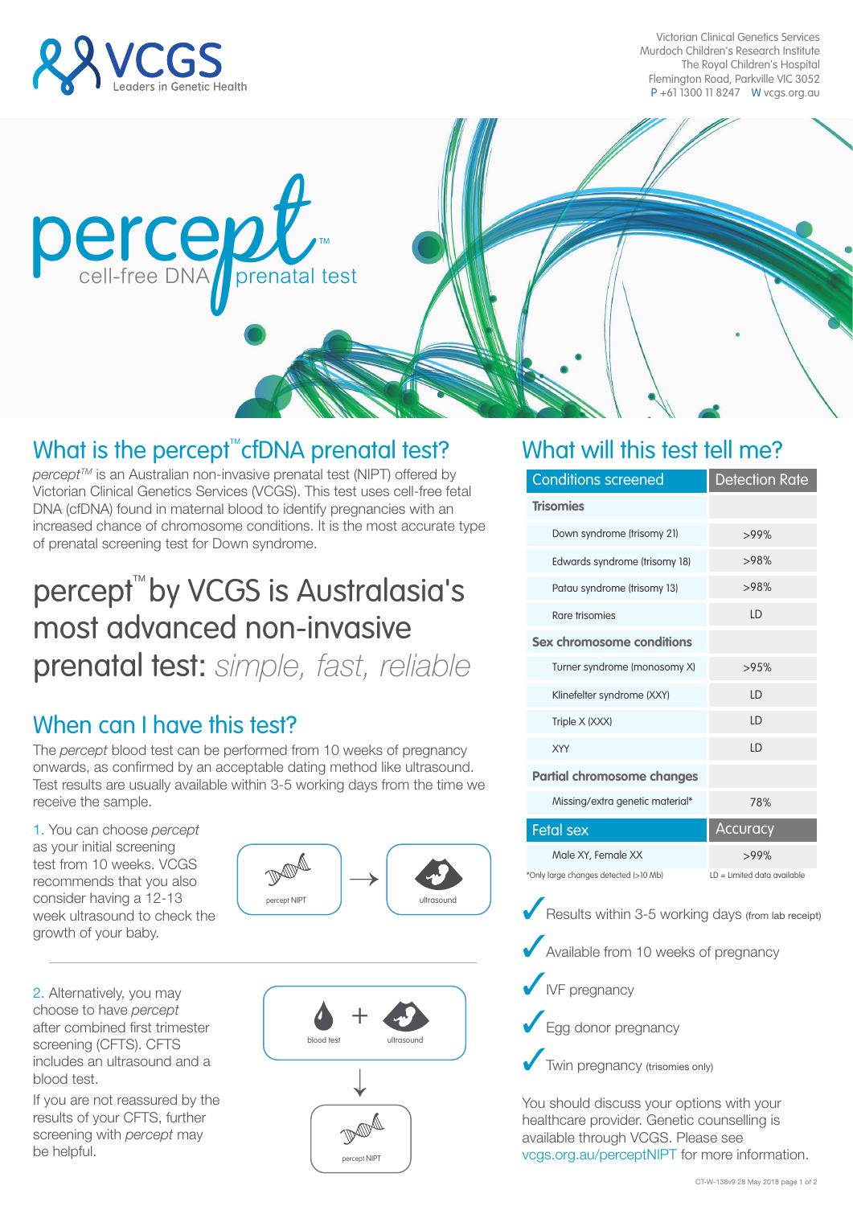VCGS
Leaders in Genetic Health

Victorian Clinical Genetics Services
Murdoch Children's Research Institute
The Royal Children's Hospital
Flemington Road, Parkville VIC 3052
P +61 1300 11 8247 W vcgs.org.au

# percept™ cell-free DNA prenatal test

## What is the percept™ cfDNA prenatal test?

*percept*™ is an Australian non-invasive prenatal test (NIPT) offered by Victorian Clinical Genetics Services (VCGS). This test uses cell-free fetal DNA (cfDNA) found in maternal blood to identify pregnancies with an increased chance of chromosome conditions. It is the most accurate type of prenatal screening test for Down syndrome.

## percept™ by VCGS is Australasia's most advanced non-invasive prenatal test: *simple, fast, reliable*

## When can I have this test?

The *percept* blood test can be performed from 10 weeks of pregnancy onwards, as confirmed by an acceptable dating method like ultrasound. Test results are usually available within 3-5 working days from the time we receive the sample.

1. You can choose *percept* as your initial screening test from 10 weeks. VCGS recommends that you also consider having a 12-13 week ultrasound to check the growth of your baby.

percept NIPT → ultrasound

2. Alternatively, you may choose to have *percept* after combined first trimester screening (CFTS). CFTS includes an ultrasound and a blood test.

If you are not reassured by the results of your CFTS, further screening with *percept* may be helpful.

blood test + ultrasound → percept NIPT

## What will this test tell me?

| Conditions screened | Detection Rate |
|---|---|
| **Trisomies** | |
| Down syndrome (trisomy 21) | >99% |
| Edwards syndrome (trisomy 18) | >98% |
| Patau syndrome (trisomy 13) | >98% |
| Rare trisomies | LD |
| **Sex chromosome conditions** | |
| Turner syndrome (monosomy X) | >95% |
| Klinefelter syndrome (XXY) | LD |
| Triple X (XXX) | LD |
| XYY | LD |
| **Partial chromosome changes** | |
| Missing/extra genetic material* | 78% |
| **Fetal sex** | **Accuracy** |
| Male XY, Female XX | >99% |

*Only large changes detected (>10 Mb)    LD = Limited data available

- ✓ Results within 3-5 working days (from lab receipt)
- ✓ Available from 10 weeks of pregnancy
- ✓ IVF pregnancy
- ✓ Egg donor pregnancy
- ✓ Twin pregnancy (trisomies only)

You should discuss your options with your healthcare provider. Genetic counselling is available through VCGS. Please see vcgs.org.au/perceptNIPT for more information.

CT-W-138v9 28 May 2018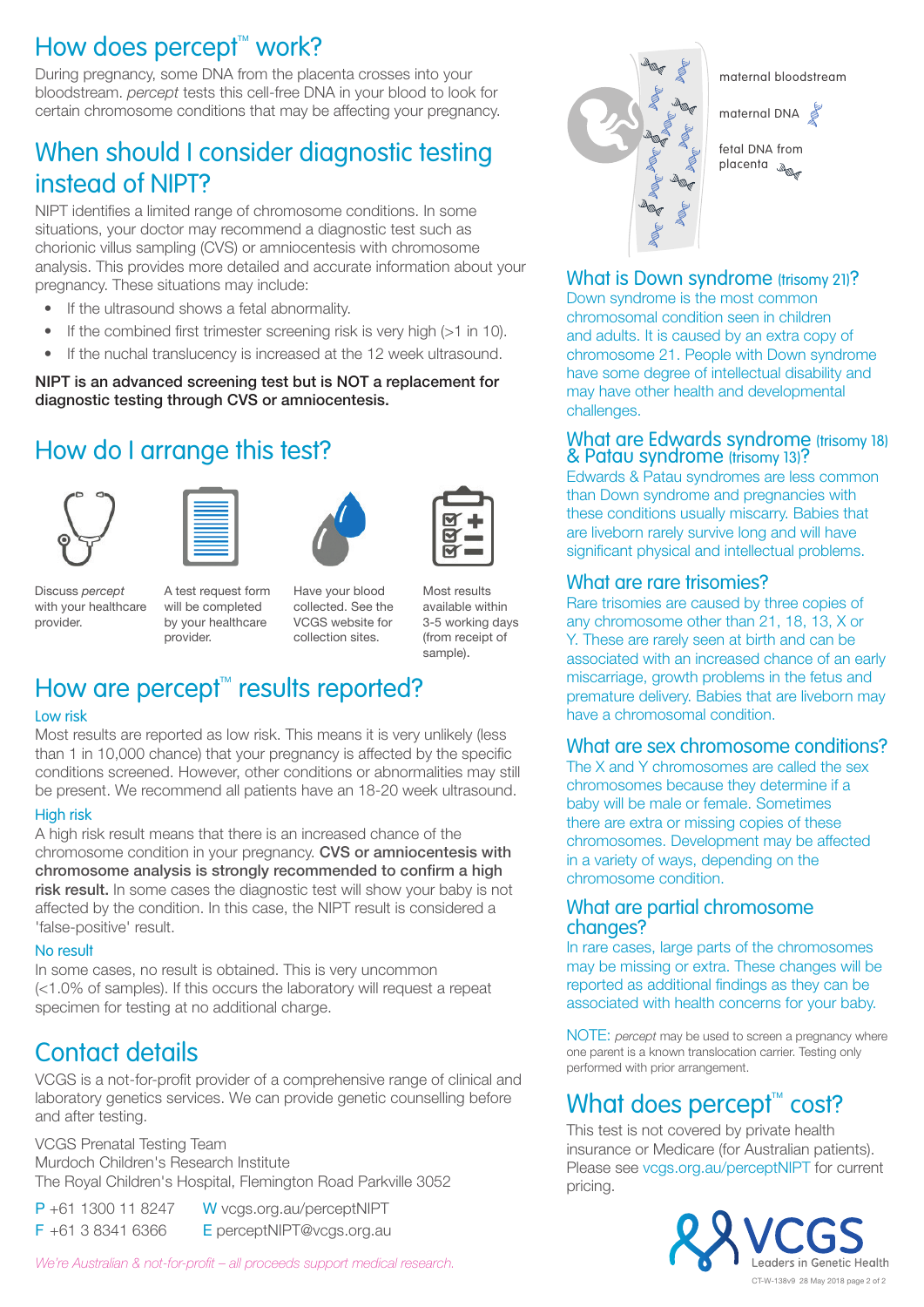## How does percept™ work?

During pregnancy, some DNA from the placenta crosses into your bloodstream. *percept* tests this cell-free DNA in your blood to look for certain chromosome conditions that may be affecting your pregnancy.

maternal bloodstream

maternal DNA

fetal DNA from placenta

## When should I consider diagnostic testing instead of NIPT?

NIPT identifies a limited range of chromosome conditions. In some situations, your doctor may recommend a diagnostic test such as chorionic villus sampling (CVS) or amniocentesis with chromosome analysis. This provides more detailed and accurate information about your pregnancy. These situations may include:

- If the ultrasound shows a fetal abnormality.
- If the combined first trimester screening risk is very high (>1 in 10).
- If the nuchal translucency is increased at the 12 week ultrasound.

**NIPT is an advanced screening test but is NOT a replacement for diagnostic testing through CVS or amniocentesis.**

## How do I arrange this test?

Discuss *percept* with your healthcare provider.

A test request form will be completed by your healthcare provider.

Have your blood collected. See the VCGS website for collection sites.

Most results available within 3-5 working days (from receipt of sample).

## How are percept™ results reported?

### Low risk

Most results are reported as low risk. This means it is very unlikely (less than 1 in 10,000 chance) that your pregnancy is affected by the specific conditions screened. However, other conditions or abnormalities may still be present. We recommend all patients have an 18-20 week ultrasound.

### High risk

A high risk result means that there is an increased chance of the chromosome condition in your pregnancy. **CVS or amniocentesis with chromosome analysis is strongly recommended to confirm a high risk result.** In some cases the diagnostic test will show your baby is not affected by the condition. In this case, the NIPT result is considered a 'false-positive' result.

### No result

In some cases, no result is obtained. This is very uncommon (<1.0% of samples). If this occurs the laboratory will request a repeat specimen for testing at no additional charge.

## What is Down syndrome (trisomy 21)?

Down syndrome is the most common chromosomal condition seen in children and adults. It is caused by an extra copy of chromosome 21. People with Down syndrome have some degree of intellectual disability and may have other health and developmental challenges.

## What are Edwards syndrome (trisomy 18) & Patau syndrome (trisomy 13)?

Edwards & Patau syndromes are less common than Down syndrome and pregnancies with these conditions usually miscarry. Babies that are liveborn rarely survive long and will have significant physical and intellectual problems.

## What are rare trisomies?

Rare trisomies are caused by three copies of any chromosome other than 21, 18, 13, X or Y. These are rarely seen at birth and can be associated with an increased chance of an early miscarriage, growth problems in the fetus and premature delivery. Babies that are liveborn may have a chromosomal condition.

## What are sex chromosome conditions?

The X and Y chromosomes are called the sex chromosomes because they determine if a baby will be male or female. Sometimes there are extra or missing copies of these chromosomes. Development may be affected in a variety of ways, depending on the chromosome condition.

## What are partial chromosome changes?

In rare cases, large parts of the chromosomes may be missing or extra. These changes will be reported as additional findings as they can be associated with health concerns for your baby.

NOTE: *percept* may be used to screen a pregnancy where one parent is a known translocation carrier. Testing only performed with prior arrangement.

## Contact details

VCGS is a not-for-profit provider of a comprehensive range of clinical and laboratory genetics services. We can provide genetic counselling before and after testing.

VCGS Prenatal Testing Team
Murdoch Children's Research Institute
The Royal Children's Hospital, Flemington Road Parkville 3052

P +61 1300 11 8247
F +61 3 8341 6366
W vcgs.org.au/perceptNIPT
E perceptNIPT@vcgs.org.au

*We're Australian & not-for-profit – all proceeds support medical research.*

## What does percept™ cost?

This test is not covered by private health insurance or Medicare (for Australian patients). Please see vcgs.org.au/perceptNIPT for current pricing.

VCGS Leaders in Genetic Health

CT-W-138v9 28 May 2018